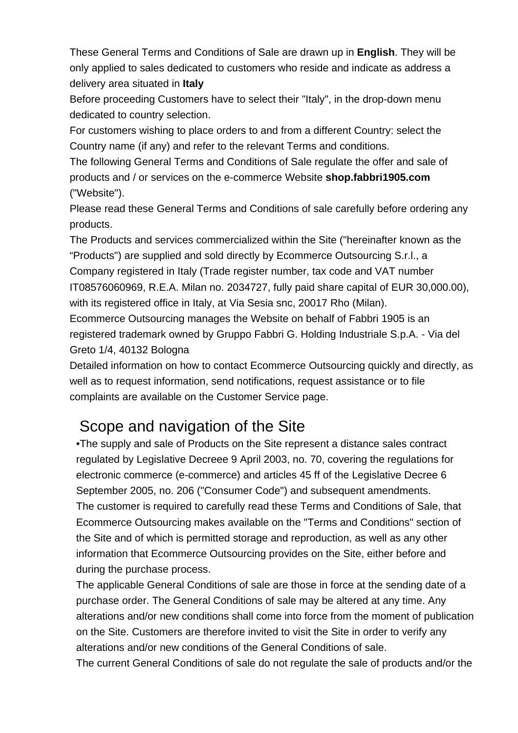These General Terms and Conditions of Sale are drawn up in **English**. They will be only applied to sales dedicated to customers who reside and indicate as address a delivery area situated in **Italy**

Before proceeding Customers have to select their "Italy", in the drop-down menu dedicated to country selection.

For customers wishing to place orders to and from a different Country: select the Country name (if any) and refer to the relevant Terms and conditions.

The following General Terms and Conditions of Sale regulate the offer and sale of products and / or services on the e-commerce Website **shop.fabbri1905.com** ("Website").

Please read these General Terms and Conditions of sale carefully before ordering any products.

The Products and services commercialized within the Site ("hereinafter known as the “Products") are supplied and sold directly by Ecommerce Outsourcing S.r.l., a Company registered in Italy (Trade register number, tax code and VAT number IT08576060969, R.E.A. Milan no. 2034727, fully paid share capital of EUR 30,000.00), with its registered office in Italy, at Via Sesia snc, 20017 Rho (Milan).

Ecommerce Outsourcing manages the Website on behalf of Fabbri 1905 is an registered trademark owned by Gruppo Fabbri G. Holding Industriale S.p.A. - Via del Greto 1/4, 40132 Bologna

Detailed information on how to contact Ecommerce Outsourcing quickly and directly, as well as to request information, send notifications, request assistance or to file complaints are available on the Customer Service page.

## Scope and navigation of the Site

•The supply and sale of Products on the Site represent a distance sales contract regulated by Legislative Decreee 9 April 2003, no. 70, covering the regulations for electronic commerce (e-commerce) and articles 45 ff of the Legislative Decree 6 September 2005, no. 206 ("Consumer Code") and subsequent amendments.

The customer is required to carefully read these Terms and Conditions of Sale, that Ecommerce Outsourcing makes available on the "Terms and Conditions" section of the Site and of which is permitted storage and reproduction, as well as any other information that Ecommerce Outsourcing provides on the Site, either before and during the purchase process.

The applicable General Conditions of sale are those in force at the sending date of a purchase order. The General Conditions of sale may be altered at any time. Any alterations and/or new conditions shall come into force from the moment of publication on the Site. Customers are therefore invited to visit the Site in order to verify any alterations and/or new conditions of the General Conditions of sale.

The current General Conditions of sale do not regulate the sale of products and/or the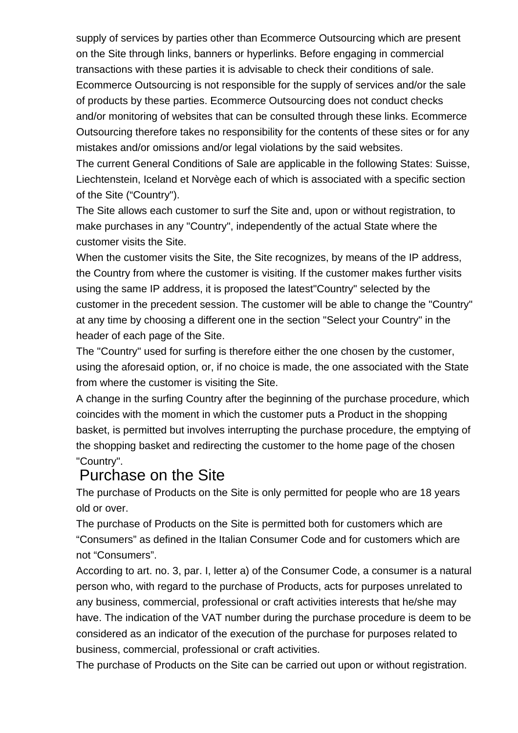supply of services by parties other than Ecommerce Outsourcing which are present on the Site through links, banners or hyperlinks. Before engaging in commercial transactions with these parties it is advisable to check their conditions of sale. Ecommerce Outsourcing is not responsible for the supply of services and/or the sale of products by these parties. Ecommerce Outsourcing does not conduct checks and/or monitoring of websites that can be consulted through these links. Ecommerce Outsourcing therefore takes no responsibility for the contents of these sites or for any mistakes and/or omissions and/or legal violations by the said websites.

The current General Conditions of Sale are applicable in the following States: Suisse, Liechtenstein, Iceland et Norvège each of which is associated with a specific section of the Site (“Country").

The Site allows each customer to surf the Site and, upon or without registration, to make purchases in any "Country", independently of the actual State where the customer visits the Site.

When the customer visits the Site, the Site recognizes, by means of the IP address, the Country from where the customer is visiting. If the customer makes further visits using the same IP address, it is proposed the latest"Country" selected by the customer in the precedent session. The customer will be able to change the "Country" at any time by choosing a different one in the section "Select your Country" in the header of each page of the Site.

The "Country" used for surfing is therefore either the one chosen by the customer, using the aforesaid option, or, if no choice is made, the one associated with the State from where the customer is visiting the Site.

A change in the surfing Country after the beginning of the purchase procedure, which coincides with the moment in which the customer puts a Product in the shopping basket, is permitted but involves interrupting the purchase procedure, the emptying of the shopping basket and redirecting the customer to the home page of the chosen "Country".

## Purchase on the Site

The purchase of Products on the Site is only permitted for people who are 18 years old or over.

The purchase of Products on the Site is permitted both for customers which are “Consumers” as defined in the Italian Consumer Code and for customers which are not “Consumers”.

According to art. no. 3, par. I, letter a) of the Consumer Code, a consumer is a natural person who, with regard to the purchase of Products, acts for purposes unrelated to any business, commercial, professional or craft activities interests that he/she may have. The indication of the VAT number during the purchase procedure is deem to be considered as an indicator of the execution of the purchase for purposes related to business, commercial, professional or craft activities.

The purchase of Products on the Site can be carried out upon or without registration.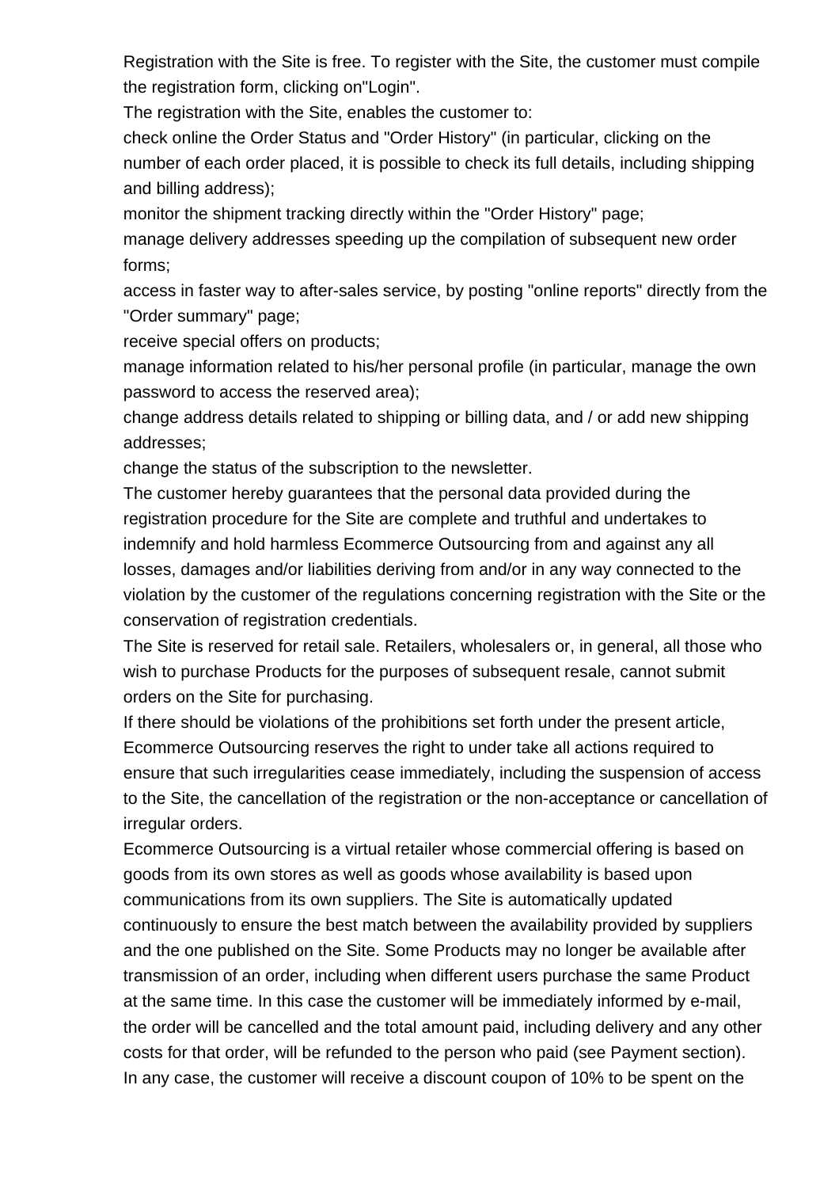Registration with the Site is free. To register with the Site, the customer must compile the registration form, clicking on"Login".

The registration with the Site, enables the customer to:

check online the Order Status and "Order History" (in particular, clicking on the number of each order placed, it is possible to check its full details, including shipping and billing address);

monitor the shipment tracking directly within the "Order History" page;

manage delivery addresses speeding up the compilation of subsequent new order forms;

access in faster way to after-sales service, by posting "online reports" directly from the "Order summary" page;

receive special offers on products;

manage information related to his/her personal profile (in particular, manage the own password to access the reserved area);

change address details related to shipping or billing data, and / or add new shipping addresses;

change the status of the subscription to the newsletter.

The customer hereby guarantees that the personal data provided during the registration procedure for the Site are complete and truthful and undertakes to indemnify and hold harmless Ecommerce Outsourcing from and against any all losses, damages and/or liabilities deriving from and/or in any way connected to the violation by the customer of the regulations concerning registration with the Site or the conservation of registration credentials.

The Site is reserved for retail sale. Retailers, wholesalers or, in general, all those who wish to purchase Products for the purposes of subsequent resale, cannot submit orders on the Site for purchasing.

If there should be violations of the prohibitions set forth under the present article, Ecommerce Outsourcing reserves the right to under take all actions required to ensure that such irregularities cease immediately, including the suspension of access to the Site, the cancellation of the registration or the non-acceptance or cancellation of irregular orders.

Ecommerce Outsourcing is a virtual retailer whose commercial offering is based on goods from its own stores as well as goods whose availability is based upon communications from its own suppliers. The Site is automatically updated continuously to ensure the best match between the availability provided by suppliers and the one published on the Site. Some Products may no longer be available after transmission of an order, including when different users purchase the same Product at the same time. In this case the customer will be immediately informed by e-mail, the order will be cancelled and the total amount paid, including delivery and any other costs for that order, will be refunded to the person who paid (see Payment section). In any case, the customer will receive a discount coupon of 10% to be spent on the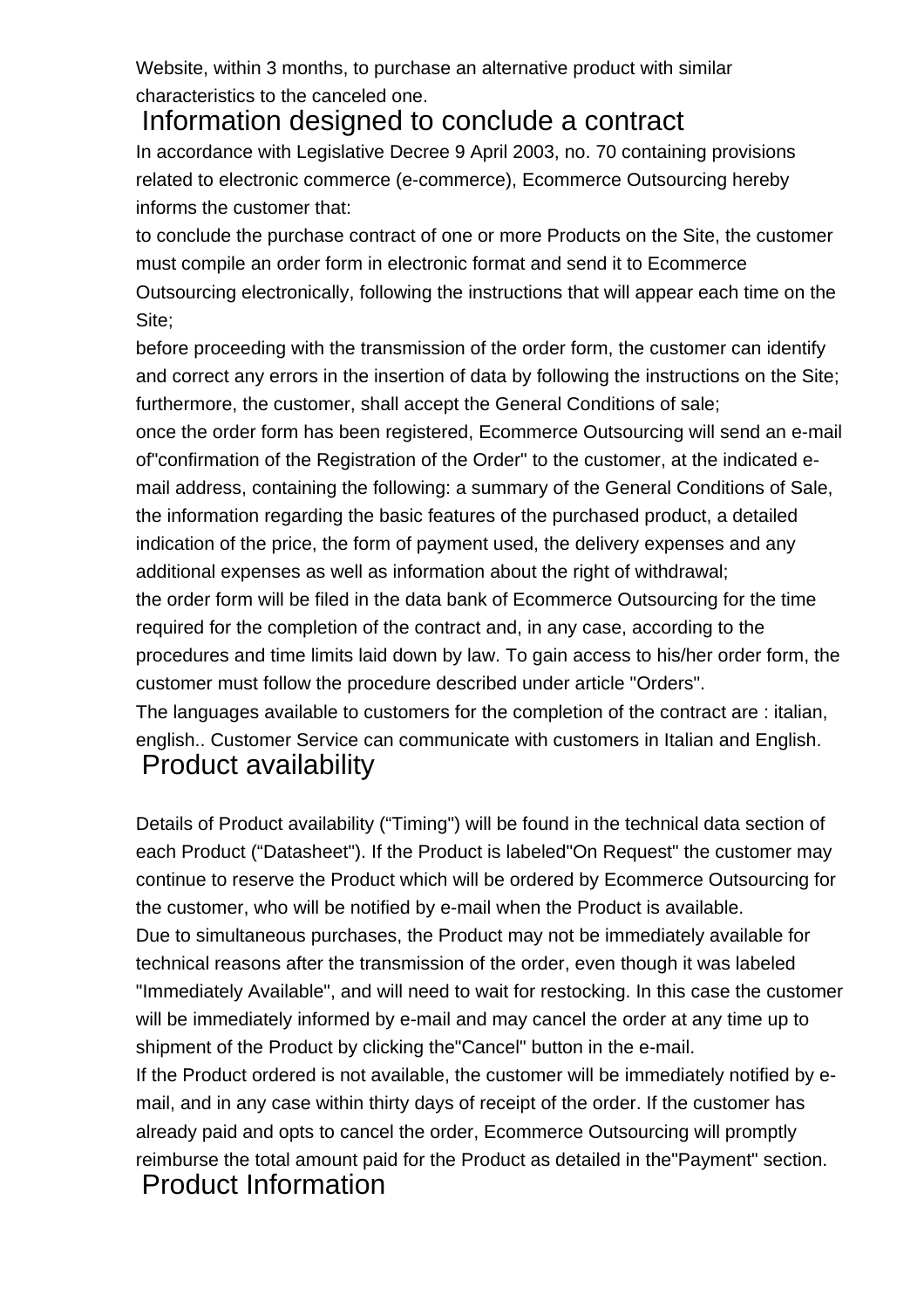Website, within 3 months, to purchase an alternative product with similar characteristics to the canceled one.

## Information designed to conclude a contract

In accordance with Legislative Decree 9 April 2003, no. 70 containing provisions related to electronic commerce (e-commerce), Ecommerce Outsourcing hereby informs the customer that:

to conclude the purchase contract of one or more Products on the Site, the customer must compile an order form in electronic format and send it to Ecommerce Outsourcing electronically, following the instructions that will appear each time on the Site;

before proceeding with the transmission of the order form, the customer can identify and correct any errors in the insertion of data by following the instructions on the Site; furthermore, the customer, shall accept the General Conditions of sale;

once the order form has been registered, Ecommerce Outsourcing will send an e-mail of"confirmation of the Registration of the Order" to the customer, at the indicated e-mail address, containing the following: a summary of the General Conditions of Sale, the information regarding the basic features of the purchased product, a detailed indication of the price, the form of payment used, the delivery expenses and any additional expenses as well as information about the right of withdrawal;

the order form will be filed in the data bank of Ecommerce Outsourcing for the time required for the completion of the contract and, in any case, according to the procedures and time limits laid down by law. To gain access to his/her order form, the customer must follow the procedure described under article "Orders".

The languages available to customers for the completion of the contract are : italian, english.. Customer Service can communicate with customers in Italian and English.

## Product availability

Details of Product availability (“Timing") will be found in the technical data section of each Product (“Datasheet"). If the Product is labeled"On Request" the customer may continue to reserve the Product which will be ordered by Ecommerce Outsourcing for the customer, who will be notified by e-mail when the Product is available.

Due to simultaneous purchases, the Product may not be immediately available for technical reasons after the transmission of the order, even though it was labeled "Immediately Available", and will need to wait for restocking. In this case the customer will be immediately informed by e-mail and may cancel the order at any time up to shipment of the Product by clicking the"Cancel" button in the e-mail.

If the Product ordered is not available, the customer will be immediately notified by e-mail, and in any case within thirty days of receipt of the order. If the customer has already paid and opts to cancel the order, Ecommerce Outsourcing will promptly reimburse the total amount paid for the Product as detailed in the"Payment" section.

## Product Information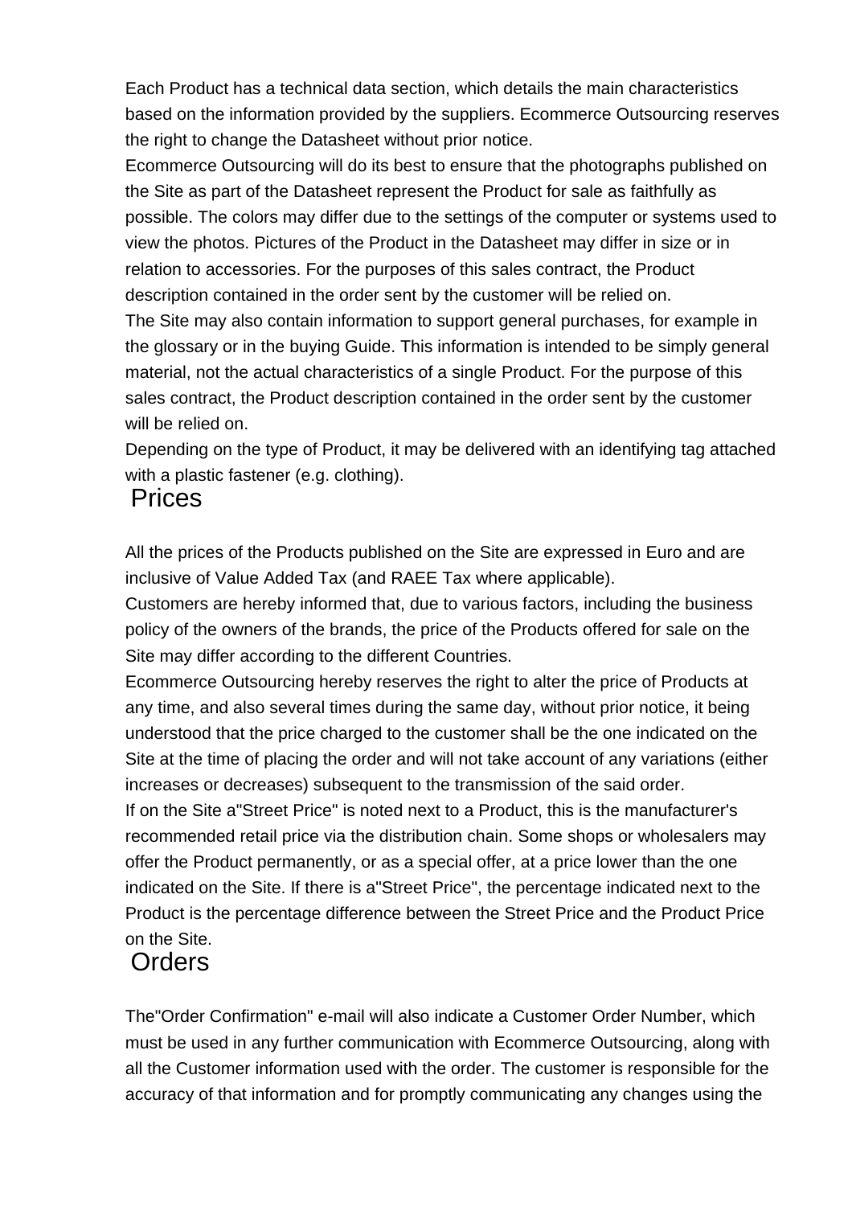Each Product has a technical data section, which details the main characteristics based on the information provided by the suppliers. Ecommerce Outsourcing reserves the right to change the Datasheet without prior notice.

Ecommerce Outsourcing will do its best to ensure that the photographs published on the Site as part of the Datasheet represent the Product for sale as faithfully as possible. The colors may differ due to the settings of the computer or systems used to view the photos. Pictures of the Product in the Datasheet may differ in size or in relation to accessories. For the purposes of this sales contract, the Product description contained in the order sent by the customer will be relied on.

The Site may also contain information to support general purchases, for example in the glossary or in the buying Guide. This information is intended to be simply general material, not the actual characteristics of a single Product. For the purpose of this sales contract, the Product description contained in the order sent by the customer will be relied on.

Depending on the type of Product, it may be delivered with an identifying tag attached with a plastic fastener (e.g. clothing).

## Prices

All the prices of the Products published on the Site are expressed in Euro and are inclusive of Value Added Tax (and RAEE Tax where applicable).

Customers are hereby informed that, due to various factors, including the business policy of the owners of the brands, the price of the Products offered for sale on the Site may differ according to the different Countries.

Ecommerce Outsourcing hereby reserves the right to alter the price of Products at any time, and also several times during the same day, without prior notice, it being understood that the price charged to the customer shall be the one indicated on the Site at the time of placing the order and will not take account of any variations (either increases or decreases) subsequent to the transmission of the said order.

If on the Site a"Street Price" is noted next to a Product, this is the manufacturer's recommended retail price via the distribution chain. Some shops or wholesalers may offer the Product permanently, or as a special offer, at a price lower than the one indicated on the Site. If there is a"Street Price", the percentage indicated next to the Product is the percentage difference between the Street Price and the Product Price on the Site.

## Orders

The"Order Confirmation" e-mail will also indicate a Customer Order Number, which must be used in any further communication with Ecommerce Outsourcing, along with all the Customer information used with the order. The customer is responsible for the accuracy of that information and for promptly communicating any changes using the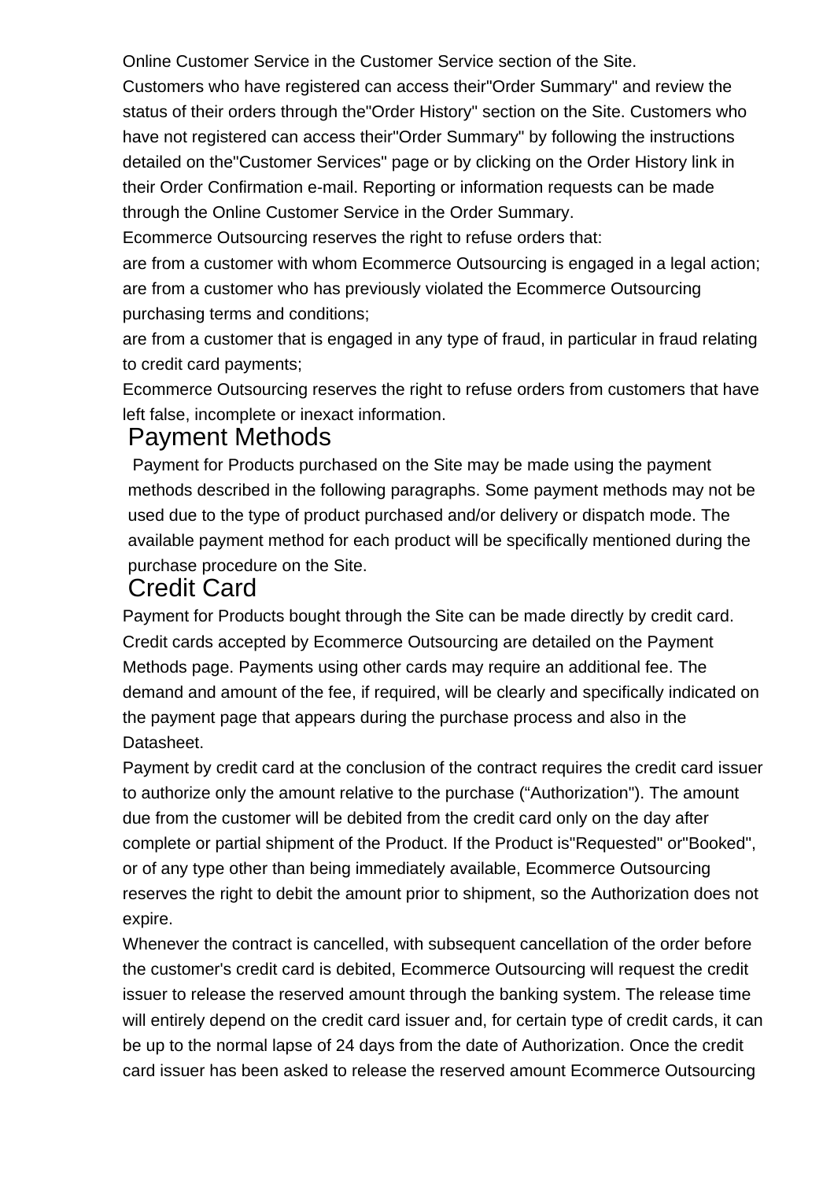Online Customer Service in the Customer Service section of the Site.

Customers who have registered can access their"Order Summary" and review the status of their orders through the"Order History" section on the Site. Customers who have not registered can access their"Order Summary" by following the instructions detailed on the"Customer Services" page or by clicking on the Order History link in their Order Confirmation e-mail. Reporting or information requests can be made through the Online Customer Service in the Order Summary.

Ecommerce Outsourcing reserves the right to refuse orders that:

are from a customer with whom Ecommerce Outsourcing is engaged in a legal action;

are from a customer who has previously violated the Ecommerce Outsourcing purchasing terms and conditions;

are from a customer that is engaged in any type of fraud, in particular in fraud relating to credit card payments;

Ecommerce Outsourcing reserves the right to refuse orders from customers that have left false, incomplete or inexact information.

## Payment Methods

Payment for Products purchased on the Site may be made using the payment methods described in the following paragraphs. Some payment methods may not be used due to the type of product purchased and/or delivery or dispatch mode. The available payment method for each product will be specifically mentioned during the purchase procedure on the Site.

## Credit Card

Payment for Products bought through the Site can be made directly by credit card. Credit cards accepted by Ecommerce Outsourcing are detailed on the Payment Methods page. Payments using other cards may require an additional fee. The demand and amount of the fee, if required, will be clearly and specifically indicated on the payment page that appears during the purchase process and also in the Datasheet.

Payment by credit card at the conclusion of the contract requires the credit card issuer to authorize only the amount relative to the purchase (“Authorization"). The amount due from the customer will be debited from the credit card only on the day after complete or partial shipment of the Product. If the Product is"Requested" or"Booked", or of any type other than being immediately available, Ecommerce Outsourcing reserves the right to debit the amount prior to shipment, so the Authorization does not expire.

Whenever the contract is cancelled, with subsequent cancellation of the order before the customer's credit card is debited, Ecommerce Outsourcing will request the credit issuer to release the reserved amount through the banking system. The release time will entirely depend on the credit card issuer and, for certain type of credit cards, it can be up to the normal lapse of 24 days from the date of Authorization. Once the credit card issuer has been asked to release the reserved amount Ecommerce Outsourcing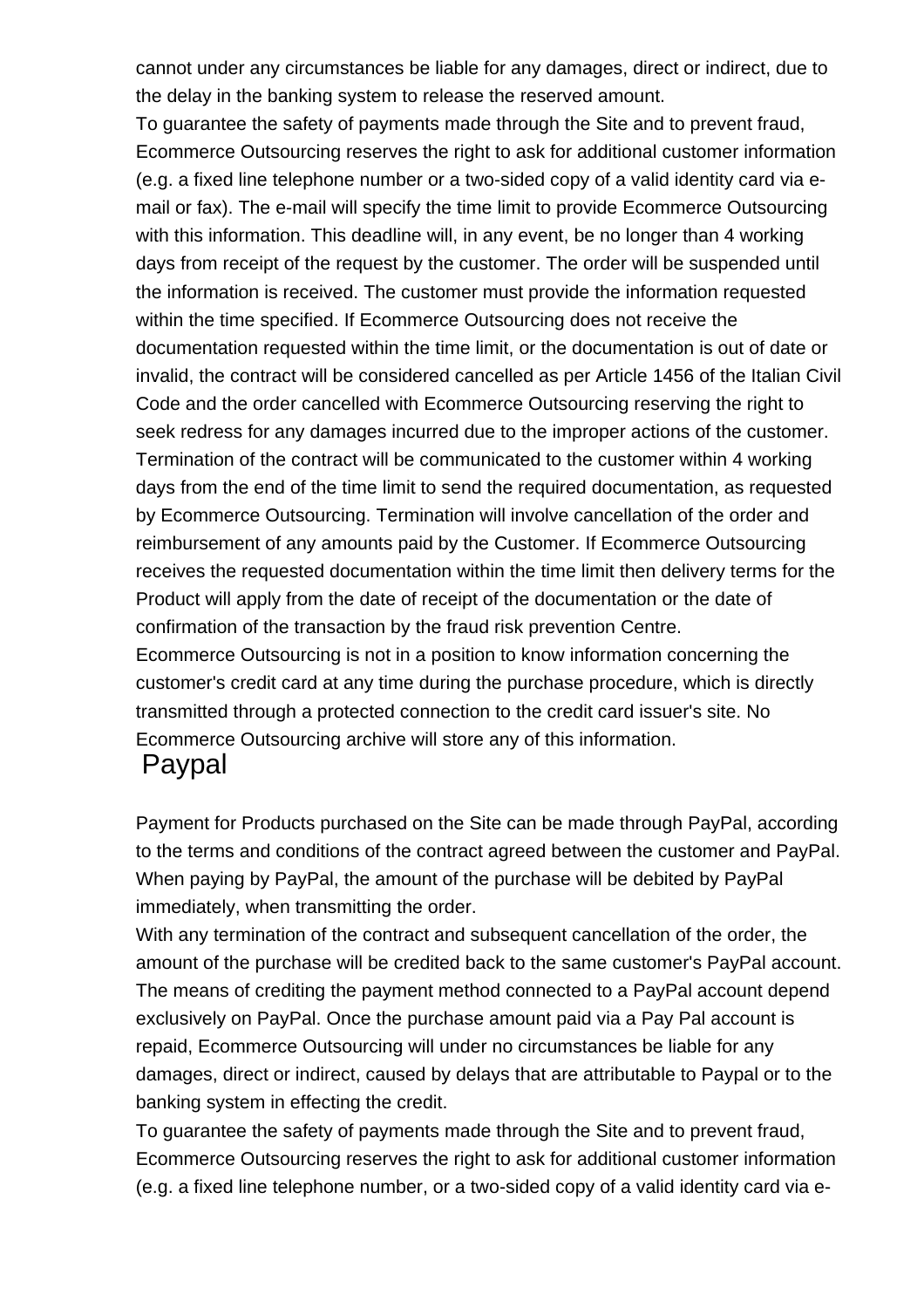cannot under any circumstances be liable for any damages, direct or indirect, due to the delay in the banking system to release the reserved amount.

To guarantee the safety of payments made through the Site and to prevent fraud, Ecommerce Outsourcing reserves the right to ask for additional customer information (e.g. a fixed line telephone number or a two-sided copy of a valid identity card via e-mail or fax). The e-mail will specify the time limit to provide Ecommerce Outsourcing with this information. This deadline will, in any event, be no longer than 4 working days from receipt of the request by the customer. The order will be suspended until the information is received. The customer must provide the information requested within the time specified. If Ecommerce Outsourcing does not receive the documentation requested within the time limit, or the documentation is out of date or invalid, the contract will be considered cancelled as per Article 1456 of the Italian Civil Code and the order cancelled with Ecommerce Outsourcing reserving the right to seek redress for any damages incurred due to the improper actions of the customer. Termination of the contract will be communicated to the customer within 4 working days from the end of the time limit to send the required documentation, as requested by Ecommerce Outsourcing. Termination will involve cancellation of the order and reimbursement of any amounts paid by the Customer. If Ecommerce Outsourcing receives the requested documentation within the time limit then delivery terms for the Product will apply from the date of receipt of the documentation or the date of confirmation of the transaction by the fraud risk prevention Centre.

Ecommerce Outsourcing is not in a position to know information concerning the customer's credit card at any time during the purchase procedure, which is directly transmitted through a protected connection to the credit card issuer's site. No Ecommerce Outsourcing archive will store any of this information.

## Paypal

Payment for Products purchased on the Site can be made through PayPal, according to the terms and conditions of the contract agreed between the customer and PayPal. When paying by PayPal, the amount of the purchase will be debited by PayPal immediately, when transmitting the order.

With any termination of the contract and subsequent cancellation of the order, the amount of the purchase will be credited back to the same customer's PayPal account. The means of crediting the payment method connected to a PayPal account depend exclusively on PayPal. Once the purchase amount paid via a Pay Pal account is repaid, Ecommerce Outsourcing will under no circumstances be liable for any damages, direct or indirect, caused by delays that are attributable to Paypal or to the banking system in effecting the credit.

To guarantee the safety of payments made through the Site and to prevent fraud, Ecommerce Outsourcing reserves the right to ask for additional customer information (e.g. a fixed line telephone number, or a two-sided copy of a valid identity card via e-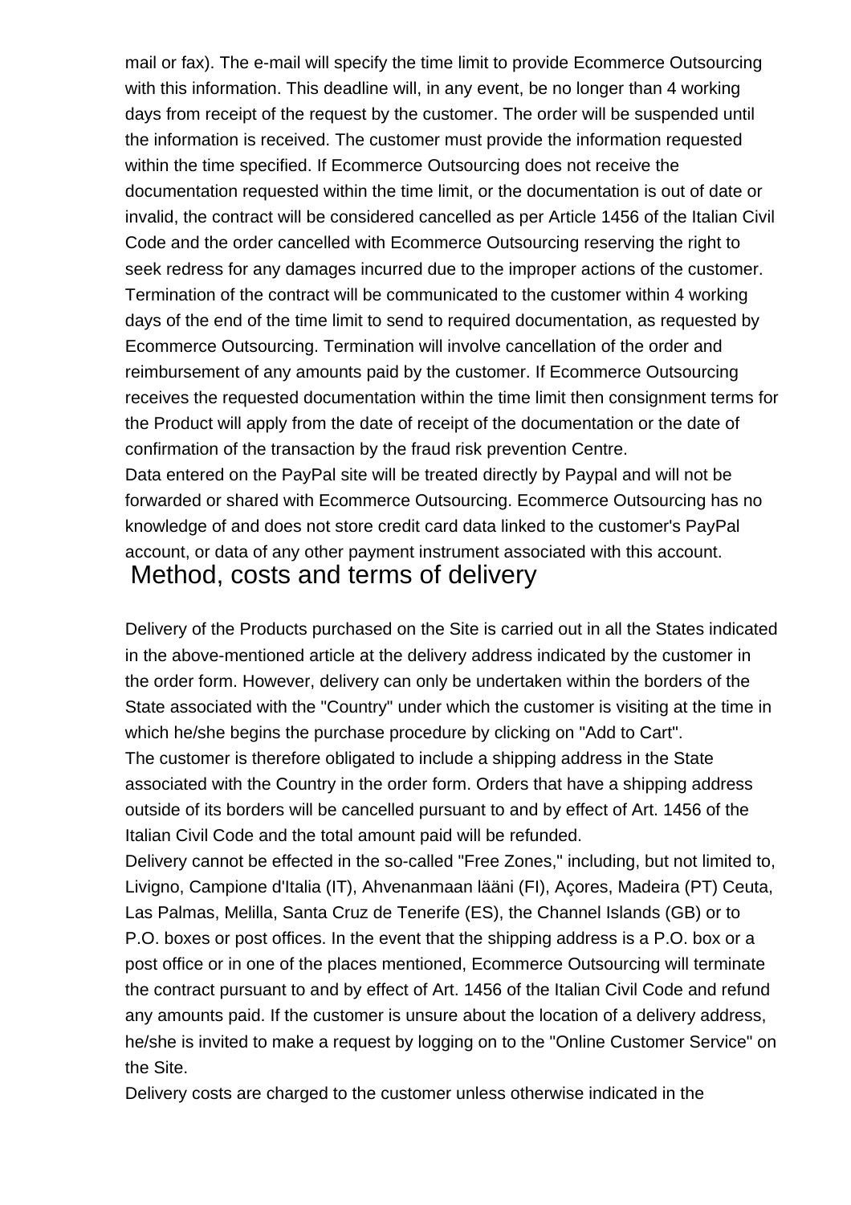mail or fax). The e-mail will specify the time limit to provide Ecommerce Outsourcing with this information. This deadline will, in any event, be no longer than 4 working days from receipt of the request by the customer. The order will be suspended until the information is received. The customer must provide the information requested within the time specified. If Ecommerce Outsourcing does not receive the documentation requested within the time limit, or the documentation is out of date or invalid, the contract will be considered cancelled as per Article 1456 of the Italian Civil Code and the order cancelled with Ecommerce Outsourcing reserving the right to seek redress for any damages incurred due to the improper actions of the customer. Termination of the contract will be communicated to the customer within 4 working days of the end of the time limit to send to required documentation, as requested by Ecommerce Outsourcing. Termination will involve cancellation of the order and reimbursement of any amounts paid by the customer. If Ecommerce Outsourcing receives the requested documentation within the time limit then consignment terms for the Product will apply from the date of receipt of the documentation or the date of confirmation of the transaction by the fraud risk prevention Centre.
Data entered on the PayPal site will be treated directly by Paypal and will not be forwarded or shared with Ecommerce Outsourcing. Ecommerce Outsourcing has no knowledge of and does not store credit card data linked to the customer's PayPal account, or data of any other payment instrument associated with this account.

## Method, costs and terms of delivery

Delivery of the Products purchased on the Site is carried out in all the States indicated in the above-mentioned article at the delivery address indicated by the customer in the order form. However, delivery can only be undertaken within the borders of the State associated with the "Country" under which the customer is visiting at the time in which he/she begins the purchase procedure by clicking on "Add to Cart".
The customer is therefore obligated to include a shipping address in the State associated with the Country in the order form. Orders that have a shipping address outside of its borders will be cancelled pursuant to and by effect of Art. 1456 of the Italian Civil Code and the total amount paid will be refunded.
Delivery cannot be effected in the so-called "Free Zones," including, but not limited to, Livigno, Campione d'Italia (IT), Ahvenanmaan lääni (FI), Açores, Madeira (PT) Ceuta, Las Palmas, Melilla, Santa Cruz de Tenerife (ES), the Channel Islands (GB) or to P.O. boxes or post offices. In the event that the shipping address is a P.O. box or a post office or in one of the places mentioned, Ecommerce Outsourcing will terminate the contract pursuant to and by effect of Art. 1456 of the Italian Civil Code and refund any amounts paid. If the customer is unsure about the location of a delivery address, he/she is invited to make a request by logging on to the "Online Customer Service" on the Site.
Delivery costs are charged to the customer unless otherwise indicated in the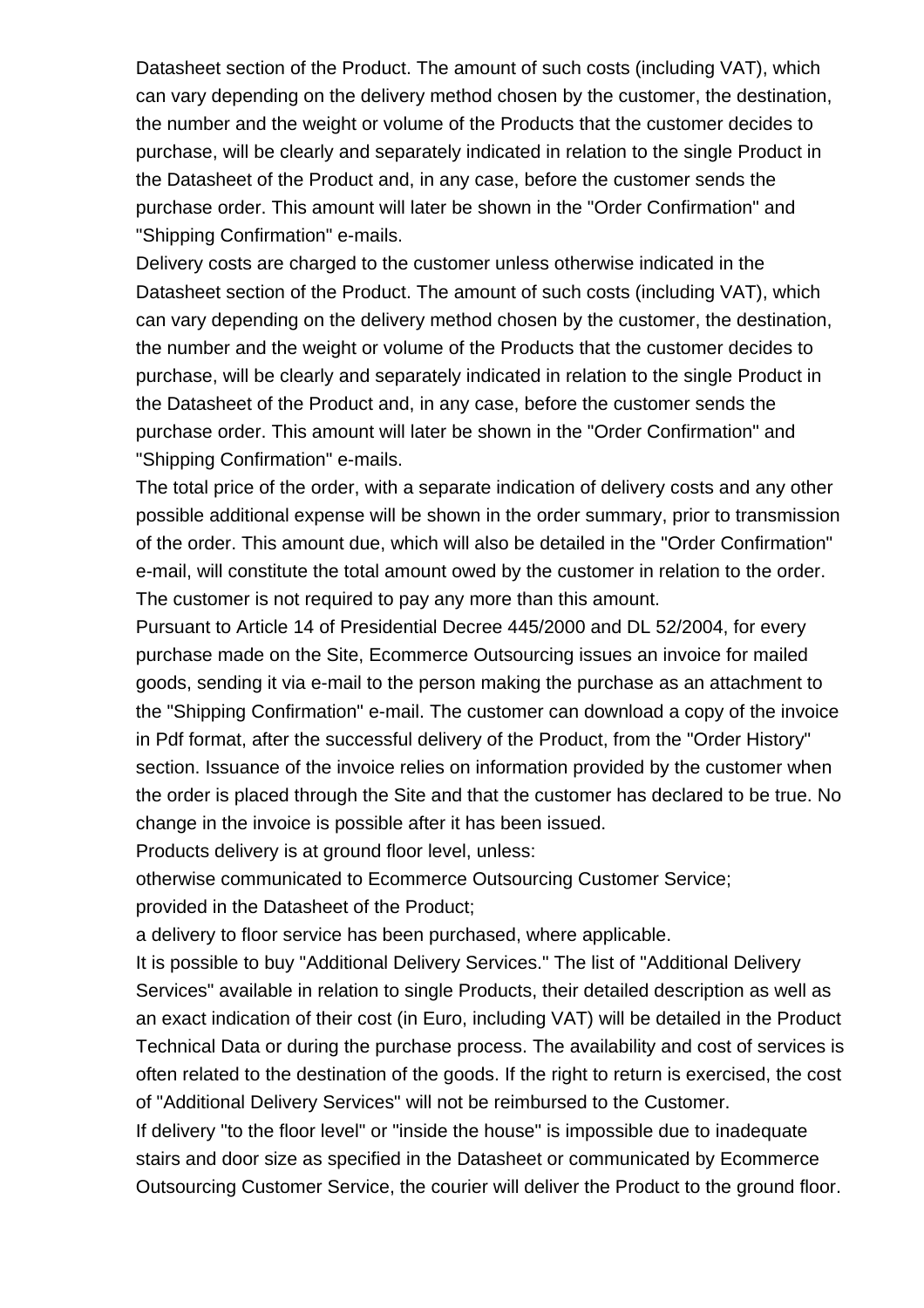Datasheet section of the Product. The amount of such costs (including VAT), which can vary depending on the delivery method chosen by the customer, the destination, the number and the weight or volume of the Products that the customer decides to purchase, will be clearly and separately indicated in relation to the single Product in the Datasheet of the Product and, in any case, before the customer sends the purchase order. This amount will later be shown in the "Order Confirmation" and "Shipping Confirmation" e-mails.

Delivery costs are charged to the customer unless otherwise indicated in the Datasheet section of the Product. The amount of such costs (including VAT), which can vary depending on the delivery method chosen by the customer, the destination, the number and the weight or volume of the Products that the customer decides to purchase, will be clearly and separately indicated in relation to the single Product in the Datasheet of the Product and, in any case, before the customer sends the purchase order. This amount will later be shown in the "Order Confirmation" and "Shipping Confirmation" e-mails.

The total price of the order, with a separate indication of delivery costs and any other possible additional expense will be shown in the order summary, prior to transmission of the order. This amount due, which will also be detailed in the "Order Confirmation" e-mail, will constitute the total amount owed by the customer in relation to the order. The customer is not required to pay any more than this amount.

Pursuant to Article 14 of Presidential Decree 445/2000 and DL 52/2004, for every purchase made on the Site, Ecommerce Outsourcing issues an invoice for mailed goods, sending it via e-mail to the person making the purchase as an attachment to the "Shipping Confirmation" e-mail. The customer can download a copy of the invoice in Pdf format, after the successful delivery of the Product, from the "Order History" section. Issuance of the invoice relies on information provided by the customer when the order is placed through the Site and that the customer has declared to be true. No change in the invoice is possible after it has been issued.

Products delivery is at ground floor level, unless:

otherwise communicated to Ecommerce Outsourcing Customer Service;

provided in the Datasheet of the Product;

a delivery to floor service has been purchased, where applicable.

It is possible to buy "Additional Delivery Services." The list of "Additional Delivery Services" available in relation to single Products, their detailed description as well as an exact indication of their cost (in Euro, including VAT) will be detailed in the Product Technical Data or during the purchase process. The availability and cost of services is often related to the destination of the goods. If the right to return is exercised, the cost of "Additional Delivery Services" will not be reimbursed to the Customer.

If delivery "to the floor level" or "inside the house" is impossible due to inadequate stairs and door size as specified in the Datasheet or communicated by Ecommerce Outsourcing Customer Service, the courier will deliver the Product to the ground floor.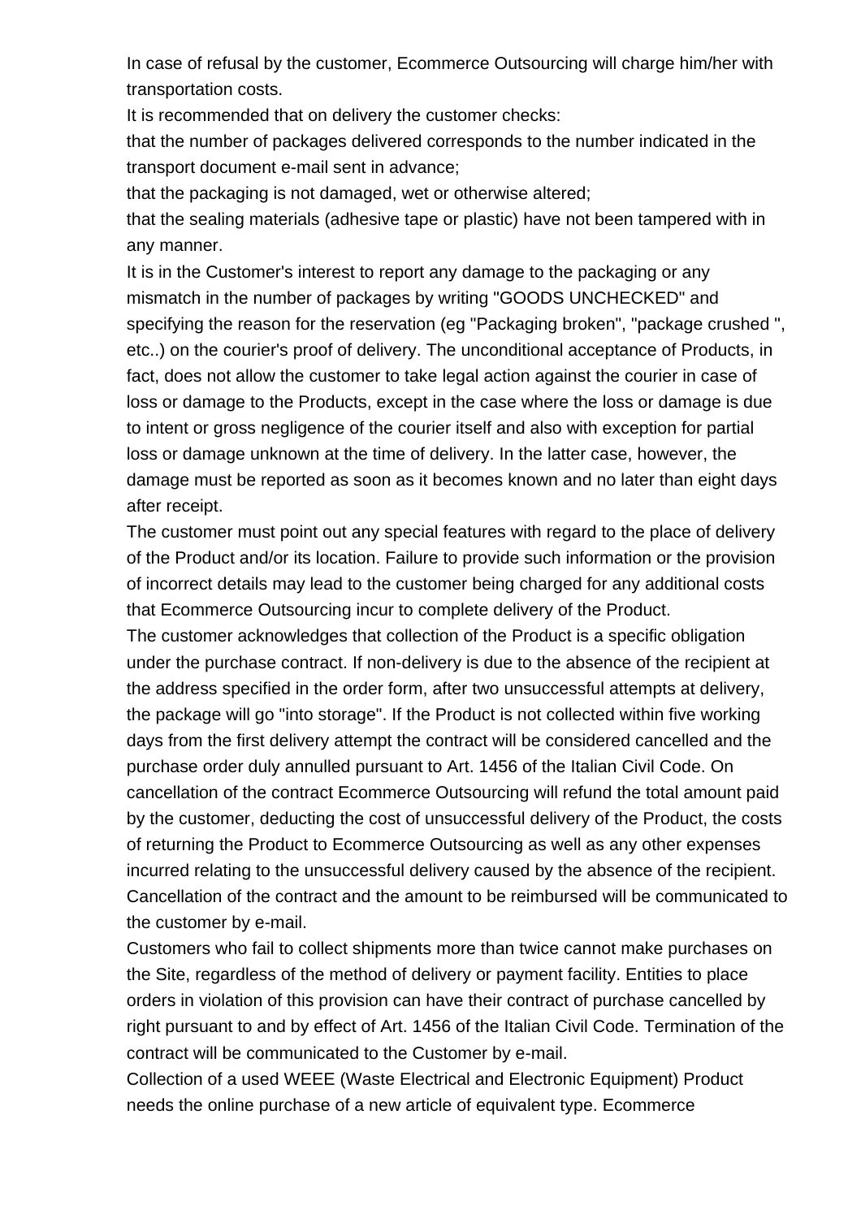In case of refusal by the customer, Ecommerce Outsourcing will charge him/her with transportation costs.

It is recommended that on delivery the customer checks:

that the number of packages delivered corresponds to the number indicated in the transport document e-mail sent in advance;

that the packaging is not damaged, wet or otherwise altered;

that the sealing materials (adhesive tape or plastic) have not been tampered with in any manner.

It is in the Customer's interest to report any damage to the packaging or any mismatch in the number of packages by writing "GOODS UNCHECKED" and specifying the reason for the reservation (eg "Packaging broken", "package crushed ", etc..) on the courier's proof of delivery. The unconditional acceptance of Products, in fact, does not allow the customer to take legal action against the courier in case of loss or damage to the Products, except in the case where the loss or damage is due to intent or gross negligence of the courier itself and also with exception for partial loss or damage unknown at the time of delivery. In the latter case, however, the damage must be reported as soon as it becomes known and no later than eight days after receipt.

The customer must point out any special features with regard to the place of delivery of the Product and/or its location. Failure to provide such information or the provision of incorrect details may lead to the customer being charged for any additional costs that Ecommerce Outsourcing incur to complete delivery of the Product.

The customer acknowledges that collection of the Product is a specific obligation under the purchase contract. If non-delivery is due to the absence of the recipient at the address specified in the order form, after two unsuccessful attempts at delivery, the package will go "into storage". If the Product is not collected within five working days from the first delivery attempt the contract will be considered cancelled and the purchase order duly annulled pursuant to Art. 1456 of the Italian Civil Code. On cancellation of the contract Ecommerce Outsourcing will refund the total amount paid by the customer, deducting the cost of unsuccessful delivery of the Product, the costs of returning the Product to Ecommerce Outsourcing as well as any other expenses incurred relating to the unsuccessful delivery caused by the absence of the recipient. Cancellation of the contract and the amount to be reimbursed will be communicated to the customer by e-mail.

Customers who fail to collect shipments more than twice cannot make purchases on the Site, regardless of the method of delivery or payment facility. Entities to place orders in violation of this provision can have their contract of purchase cancelled by right pursuant to and by effect of Art. 1456 of the Italian Civil Code. Termination of the contract will be communicated to the Customer by e-mail.

Collection of a used WEEE (Waste Electrical and Electronic Equipment) Product needs the online purchase of a new article of equivalent type. Ecommerce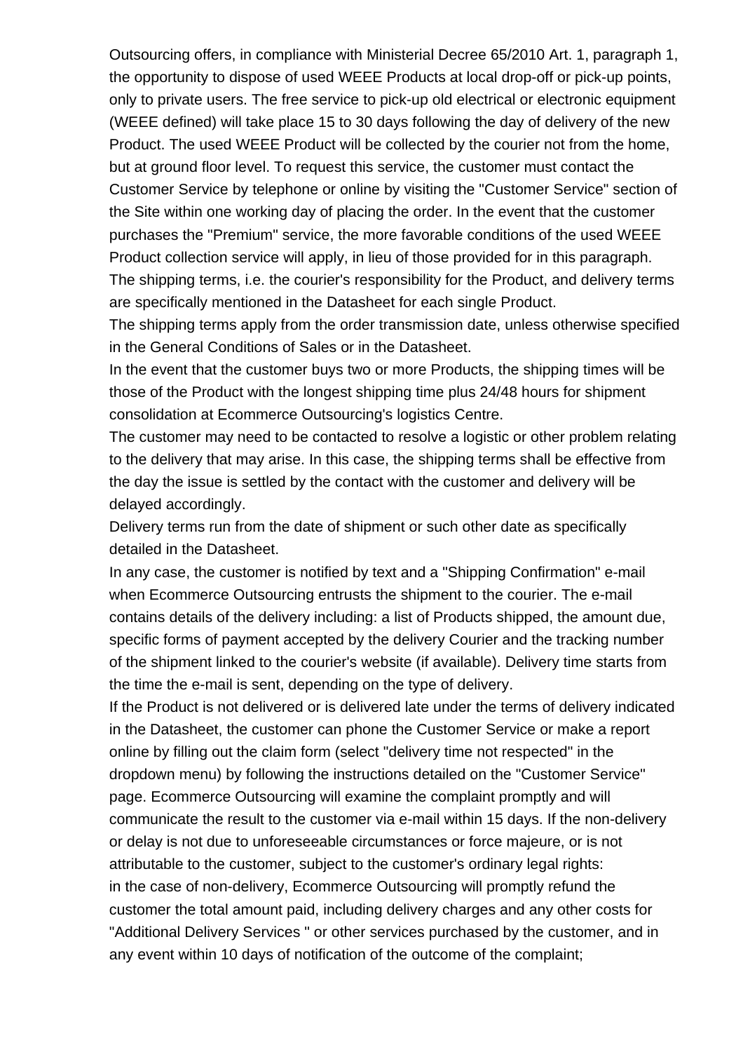Outsourcing offers, in compliance with Ministerial Decree 65/2010 Art. 1, paragraph 1, the opportunity to dispose of used WEEE Products at local drop-off or pick-up points, only to private users. The free service to pick-up old electrical or electronic equipment (WEEE defined) will take place 15 to 30 days following the day of delivery of the new Product. The used WEEE Product will be collected by the courier not from the home, but at ground floor level. To request this service, the customer must contact the Customer Service by telephone or online by visiting the "Customer Service" section of the Site within one working day of placing the order. In the event that the customer purchases the "Premium" service, the more favorable conditions of the used WEEE Product collection service will apply, in lieu of those provided for in this paragraph.

The shipping terms, i.e. the courier's responsibility for the Product, and delivery terms are specifically mentioned in the Datasheet for each single Product.

The shipping terms apply from the order transmission date, unless otherwise specified in the General Conditions of Sales or in the Datasheet.

In the event that the customer buys two or more Products, the shipping times will be those of the Product with the longest shipping time plus 24/48 hours for shipment consolidation at Ecommerce Outsourcing's logistics Centre.

The customer may need to be contacted to resolve a logistic or other problem relating to the delivery that may arise. In this case, the shipping terms shall be effective from the day the issue is settled by the contact with the customer and delivery will be delayed accordingly.

Delivery terms run from the date of shipment or such other date as specifically detailed in the Datasheet.

In any case, the customer is notified by text and a "Shipping Confirmation" e-mail when Ecommerce Outsourcing entrusts the shipment to the courier. The e-mail contains details of the delivery including: a list of Products shipped, the amount due, specific forms of payment accepted by the delivery Courier and the tracking number of the shipment linked to the courier's website (if available). Delivery time starts from the time the e-mail is sent, depending on the type of delivery.

If the Product is not delivered or is delivered late under the terms of delivery indicated in the Datasheet, the customer can phone the Customer Service or make a report online by filling out the claim form (select "delivery time not respected" in the dropdown menu) by following the instructions detailed on the "Customer Service" page. Ecommerce Outsourcing will examine the complaint promptly and will communicate the result to the customer via e-mail within 15 days. If the non-delivery or delay is not due to unforeseeable circumstances or force majeure, or is not attributable to the customer, subject to the customer's ordinary legal rights:

in the case of non-delivery, Ecommerce Outsourcing will promptly refund the customer the total amount paid, including delivery charges and any other costs for "Additional Delivery Services " or other services purchased by the customer, and in any event within 10 days of notification of the outcome of the complaint;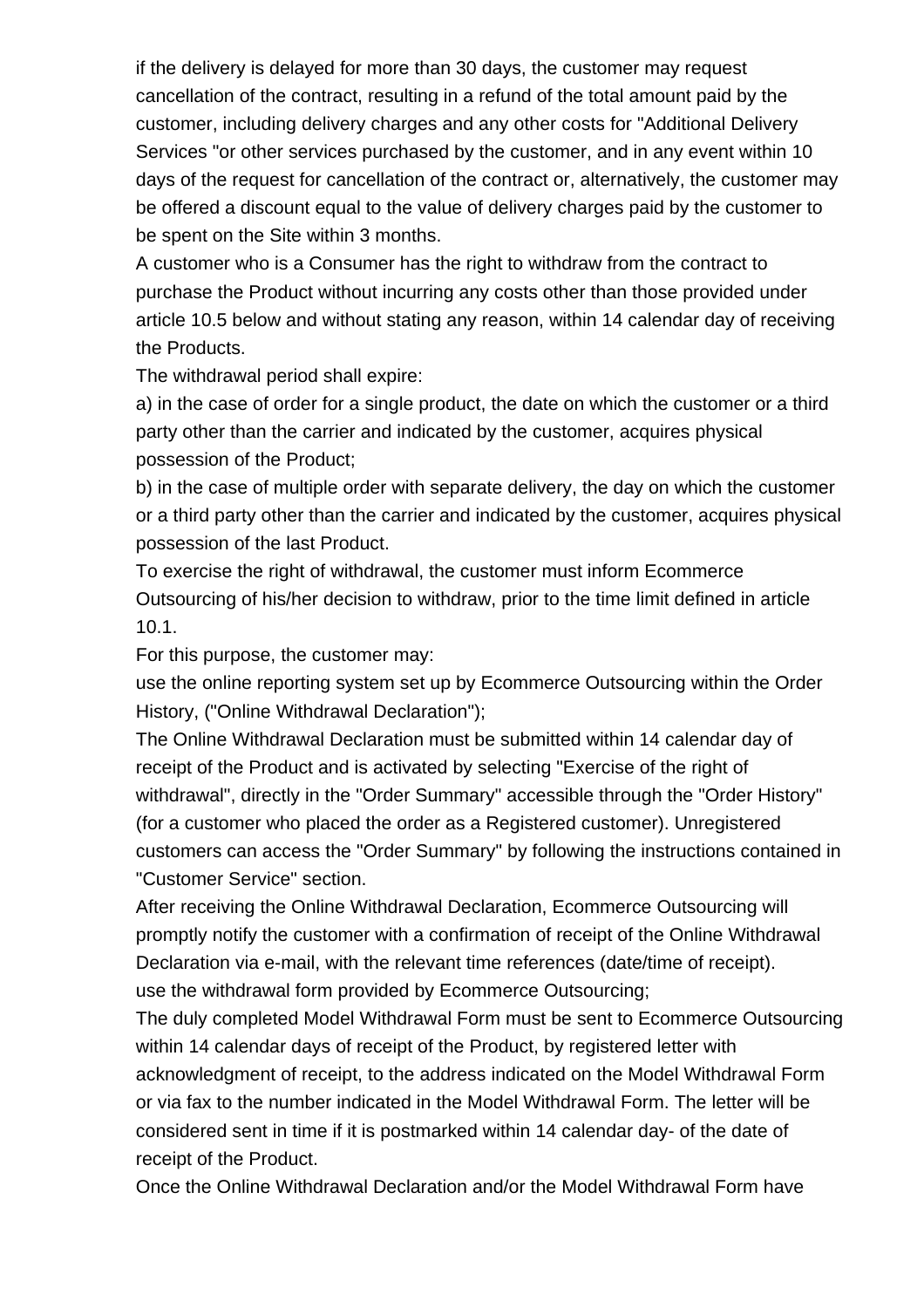if the delivery is delayed for more than 30 days, the customer may request cancellation of the contract, resulting in a refund of the total amount paid by the customer, including delivery charges and any other costs for "Additional Delivery Services "or other services purchased by the customer, and in any event within 10 days of the request for cancellation of the contract or, alternatively, the customer may be offered a discount equal to the value of delivery charges paid by the customer to be spent on the Site within 3 months.

A customer who is a Consumer has the right to withdraw from the contract to purchase the Product without incurring any costs other than those provided under article 10.5 below and without stating any reason, within 14 calendar day of receiving the Products.

The withdrawal period shall expire:

a) in the case of order for a single product, the date on which the customer or a third party other than the carrier and indicated by the customer, acquires physical possession of the Product;

b) in the case of multiple order with separate delivery, the day on which the customer or a third party other than the carrier and indicated by the customer, acquires physical possession of the last Product.

To exercise the right of withdrawal, the customer must inform Ecommerce Outsourcing of his/her decision to withdraw, prior to the time limit defined in article 10.1.

For this purpose, the customer may:

use the online reporting system set up by Ecommerce Outsourcing within the Order History, ("Online Withdrawal Declaration");

The Online Withdrawal Declaration must be submitted within 14 calendar day of receipt of the Product and is activated by selecting "Exercise of the right of withdrawal", directly in the "Order Summary" accessible through the "Order History" (for a customer who placed the order as a Registered customer). Unregistered customers can access the "Order Summary" by following the instructions contained in "Customer Service" section.

After receiving the Online Withdrawal Declaration, Ecommerce Outsourcing will promptly notify the customer with a confirmation of receipt of the Online Withdrawal Declaration via e-mail, with the relevant time references (date/time of receipt).

use the withdrawal form provided by Ecommerce Outsourcing;

The duly completed Model Withdrawal Form must be sent to Ecommerce Outsourcing within 14 calendar days of receipt of the Product, by registered letter with acknowledgment of receipt, to the address indicated on the Model Withdrawal Form or via fax to the number indicated in the Model Withdrawal Form. The letter will be considered sent in time if it is postmarked within 14 calendar day- of the date of receipt of the Product.

Once the Online Withdrawal Declaration and/or the Model Withdrawal Form have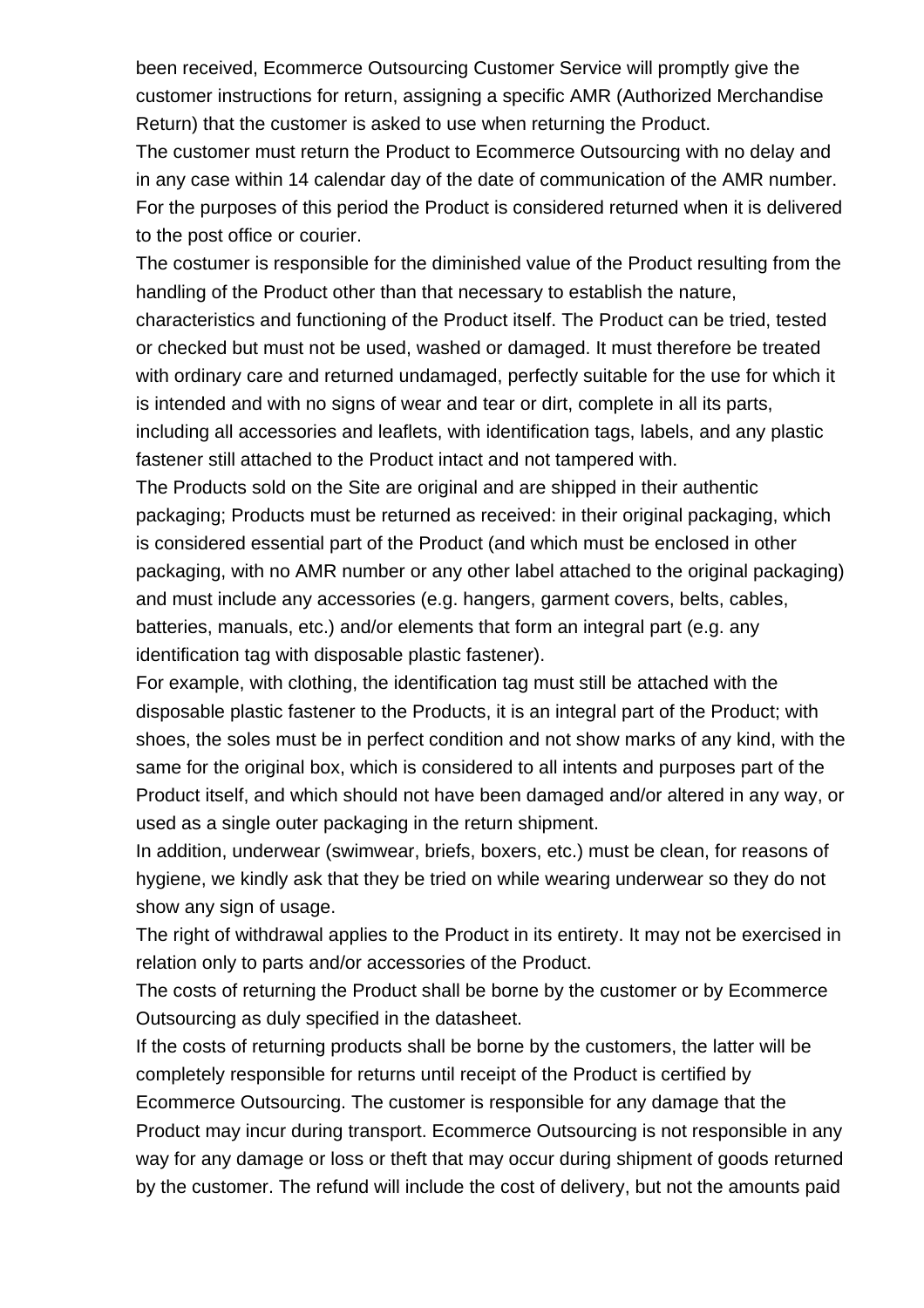been received, Ecommerce Outsourcing Customer Service will promptly give the customer instructions for return, assigning a specific AMR (Authorized Merchandise Return) that the customer is asked to use when returning the Product.

The customer must return the Product to Ecommerce Outsourcing with no delay and in any case within 14 calendar day of the date of communication of the AMR number. For the purposes of this period the Product is considered returned when it is delivered to the post office or courier.

The costumer is responsible for the diminished value of the Product resulting from the handling of the Product other than that necessary to establish the nature, characteristics and functioning of the Product itself. The Product can be tried, tested or checked but must not be used, washed or damaged. It must therefore be treated with ordinary care and returned undamaged, perfectly suitable for the use for which it is intended and with no signs of wear and tear or dirt, complete in all its parts, including all accessories and leaflets, with identification tags, labels, and any plastic fastener still attached to the Product intact and not tampered with.

The Products sold on the Site are original and are shipped in their authentic packaging; Products must be returned as received: in their original packaging, which is considered essential part of the Product (and which must be enclosed in other packaging, with no AMR number or any other label attached to the original packaging) and must include any accessories (e.g. hangers, garment covers, belts, cables, batteries, manuals, etc.) and/or elements that form an integral part (e.g. any identification tag with disposable plastic fastener).

For example, with clothing, the identification tag must still be attached with the disposable plastic fastener to the Products, it is an integral part of the Product; with shoes, the soles must be in perfect condition and not show marks of any kind, with the same for the original box, which is considered to all intents and purposes part of the Product itself, and which should not have been damaged and/or altered in any way, or used as a single outer packaging in the return shipment.

In addition, underwear (swimwear, briefs, boxers, etc.) must be clean, for reasons of hygiene, we kindly ask that they be tried on while wearing underwear so they do not show any sign of usage.

The right of withdrawal applies to the Product in its entirety. It may not be exercised in relation only to parts and/or accessories of the Product.

The costs of returning the Product shall be borne by the customer or by Ecommerce Outsourcing as duly specified in the datasheet.

If the costs of returning products shall be borne by the customers, the latter will be completely responsible for returns until receipt of the Product is certified by Ecommerce Outsourcing. The customer is responsible for any damage that the Product may incur during transport. Ecommerce Outsourcing is not responsible in any way for any damage or loss or theft that may occur during shipment of goods returned by the customer. The refund will include the cost of delivery, but not the amounts paid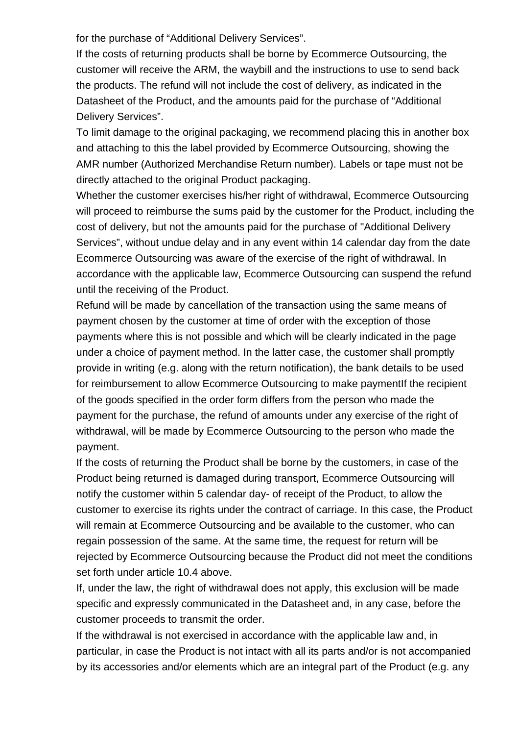for the purchase of “Additional Delivery Services”.

If the costs of returning products shall be borne by Ecommerce Outsourcing, the customer will receive the ARM, the waybill and the instructions to use to send back the products. The refund will not include the cost of delivery, as indicated in the Datasheet of the Product, and the amounts paid for the purchase of “Additional Delivery Services”.

To limit damage to the original packaging, we recommend placing this in another box and attaching to this the label provided by Ecommerce Outsourcing, showing the AMR number (Authorized Merchandise Return number). Labels or tape must not be directly attached to the original Product packaging.

Whether the customer exercises his/her right of withdrawal, Ecommerce Outsourcing will proceed to reimburse the sums paid by the customer for the Product, including the cost of delivery, but not the amounts paid for the purchase of "Additional Delivery Services”, without undue delay and in any event within 14 calendar day from the date Ecommerce Outsourcing was aware of the exercise of the right of withdrawal. In accordance with the applicable law, Ecommerce Outsourcing can suspend the refund until the receiving of the Product.

Refund will be made by cancellation of the transaction using the same means of payment chosen by the customer at time of order with the exception of those payments where this is not possible and which will be clearly indicated in the page under a choice of payment method. In the latter case, the customer shall promptly provide in writing (e.g. along with the return notification), the bank details to be used for reimbursement to allow Ecommerce Outsourcing to make paymentIf the recipient of the goods specified in the order form differs from the person who made the payment for the purchase, the refund of amounts under any exercise of the right of withdrawal, will be made by Ecommerce Outsourcing to the person who made the payment.

If the costs of returning the Product shall be borne by the customers, in case of the Product being returned is damaged during transport, Ecommerce Outsourcing will notify the customer within 5 calendar day- of receipt of the Product, to allow the customer to exercise its rights under the contract of carriage. In this case, the Product will remain at Ecommerce Outsourcing and be available to the customer, who can regain possession of the same. At the same time, the request for return will be rejected by Ecommerce Outsourcing because the Product did not meet the conditions set forth under article 10.4 above.

If, under the law, the right of withdrawal does not apply, this exclusion will be made specific and expressly communicated in the Datasheet and, in any case, before the customer proceeds to transmit the order.

If the withdrawal is not exercised in accordance with the applicable law and, in particular, in case the Product is not intact with all its parts and/or is not accompanied by its accessories and/or elements which are an integral part of the Product (e.g. any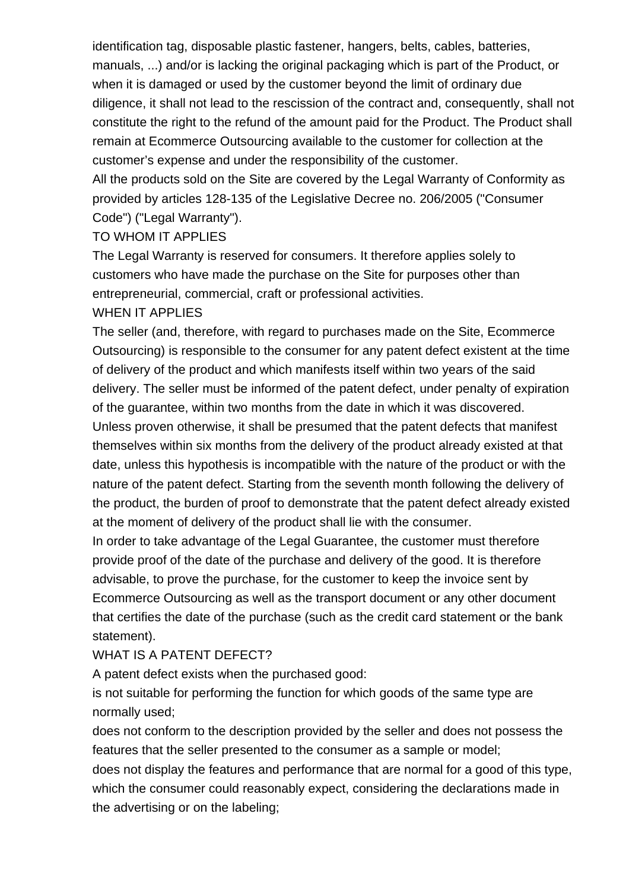identification tag, disposable plastic fastener, hangers, belts, cables, batteries, manuals, ...) and/or is lacking the original packaging which is part of the Product, or when it is damaged or used by the customer beyond the limit of ordinary due diligence, it shall not lead to the rescission of the contract and, consequently, shall not constitute the right to the refund of the amount paid for the Product. The Product shall remain at Ecommerce Outsourcing available to the customer for collection at the customer's expense and under the responsibility of the customer.

All the products sold on the Site are covered by the Legal Warranty of Conformity as provided by articles 128-135 of the Legislative Decree no. 206/2005 ("Consumer Code") ("Legal Warranty").

TO WHOM IT APPLIES

The Legal Warranty is reserved for consumers. It therefore applies solely to customers who have made the purchase on the Site for purposes other than entrepreneurial, commercial, craft or professional activities.

WHEN IT APPLIES

The seller (and, therefore, with regard to purchases made on the Site, Ecommerce Outsourcing) is responsible to the consumer for any patent defect existent at the time of delivery of the product and which manifests itself within two years of the said delivery. The seller must be informed of the patent defect, under penalty of expiration of the guarantee, within two months from the date in which it was discovered.

Unless proven otherwise, it shall be presumed that the patent defects that manifest themselves within six months from the delivery of the product already existed at that date, unless this hypothesis is incompatible with the nature of the product or with the nature of the patent defect. Starting from the seventh month following the delivery of the product, the burden of proof to demonstrate that the patent defect already existed at the moment of delivery of the product shall lie with the consumer.

In order to take advantage of the Legal Guarantee, the customer must therefore provide proof of the date of the purchase and delivery of the good. It is therefore advisable, to prove the purchase, for the customer to keep the invoice sent by Ecommerce Outsourcing as well as the transport document or any other document that certifies the date of the purchase (such as the credit card statement or the bank statement).

WHAT IS A PATENT DEFECT?

A patent defect exists when the purchased good:

is not suitable for performing the function for which goods of the same type are normally used;

does not conform to the description provided by the seller and does not possess the features that the seller presented to the consumer as a sample or model;

does not display the features and performance that are normal for a good of this type, which the consumer could reasonably expect, considering the declarations made in the advertising or on the labeling;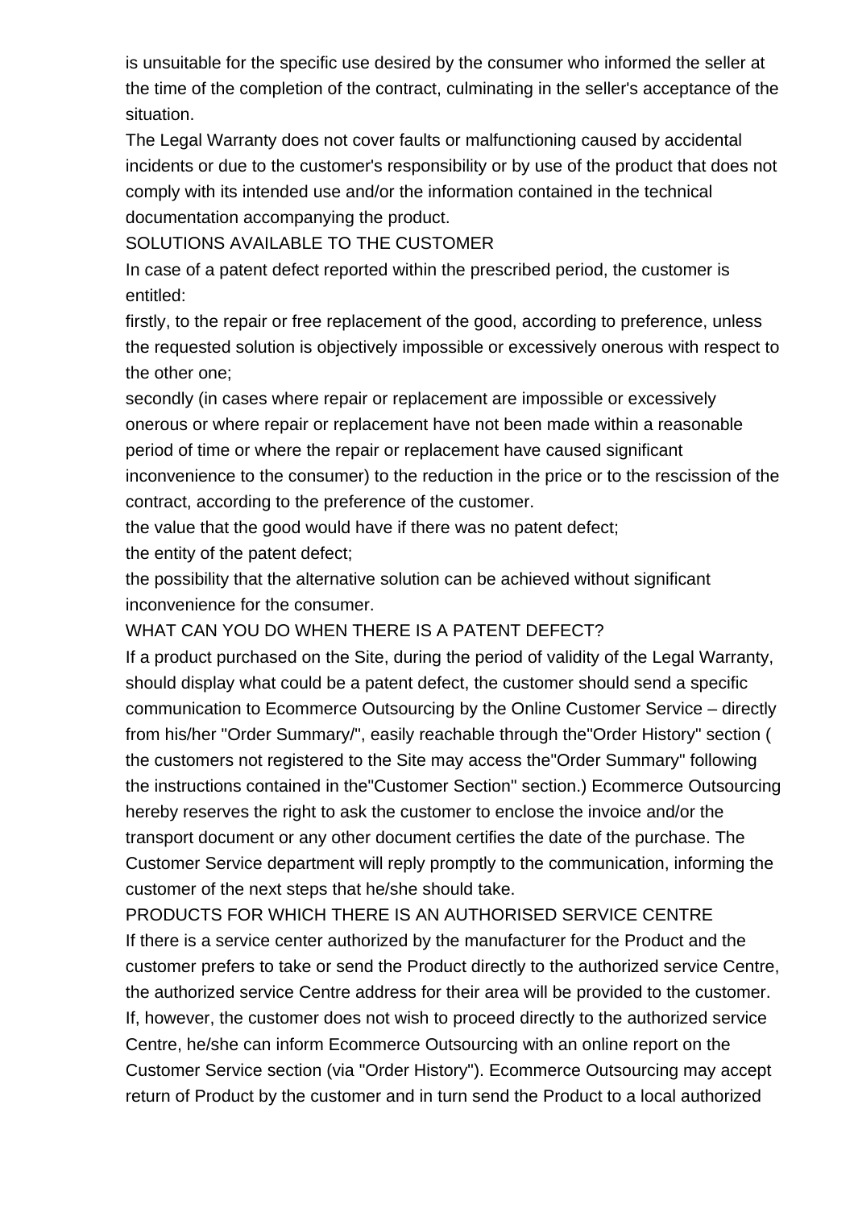is unsuitable for the specific use desired by the consumer who informed the seller at the time of the completion of the contract, culminating in the seller's acceptance of the situation.

The Legal Warranty does not cover faults or malfunctioning caused by accidental incidents or due to the customer's responsibility or by use of the product that does not comply with its intended use and/or the information contained in the technical documentation accompanying the product.

SOLUTIONS AVAILABLE TO THE CUSTOMER

In case of a patent defect reported within the prescribed period, the customer is entitled:

firstly, to the repair or free replacement of the good, according to preference, unless the requested solution is objectively impossible or excessively onerous with respect to the other one;

secondly (in cases where repair or replacement are impossible or excessively onerous or where repair or replacement have not been made within a reasonable period of time or where the repair or replacement have caused significant inconvenience to the consumer) to the reduction in the price or to the rescission of the contract, according to the preference of the customer.

the value that the good would have if there was no patent defect;

the entity of the patent defect;

the possibility that the alternative solution can be achieved without significant inconvenience for the consumer.

WHAT CAN YOU DO WHEN THERE IS A PATENT DEFECT?

If a product purchased on the Site, during the period of validity of the Legal Warranty, should display what could be a patent defect, the customer should send a specific communication to Ecommerce Outsourcing by the Online Customer Service – directly from his/her "Order Summary/", easily reachable through the"Order History" section ( the customers not registered to the Site may access the"Order Summary" following the instructions contained in the"Customer Section" section.) Ecommerce Outsourcing hereby reserves the right to ask the customer to enclose the invoice and/or the transport document or any other document certifies the date of the purchase. The Customer Service department will reply promptly to the communication, informing the customer of the next steps that he/she should take.

PRODUCTS FOR WHICH THERE IS AN AUTHORISED SERVICE CENTRE

If there is a service center authorized by the manufacturer for the Product and the customer prefers to take or send the Product directly to the authorized service Centre, the authorized service Centre address for their area will be provided to the customer. If, however, the customer does not wish to proceed directly to the authorized service Centre, he/she can inform Ecommerce Outsourcing with an online report on the Customer Service section (via "Order History"). Ecommerce Outsourcing may accept return of Product by the customer and in turn send the Product to a local authorized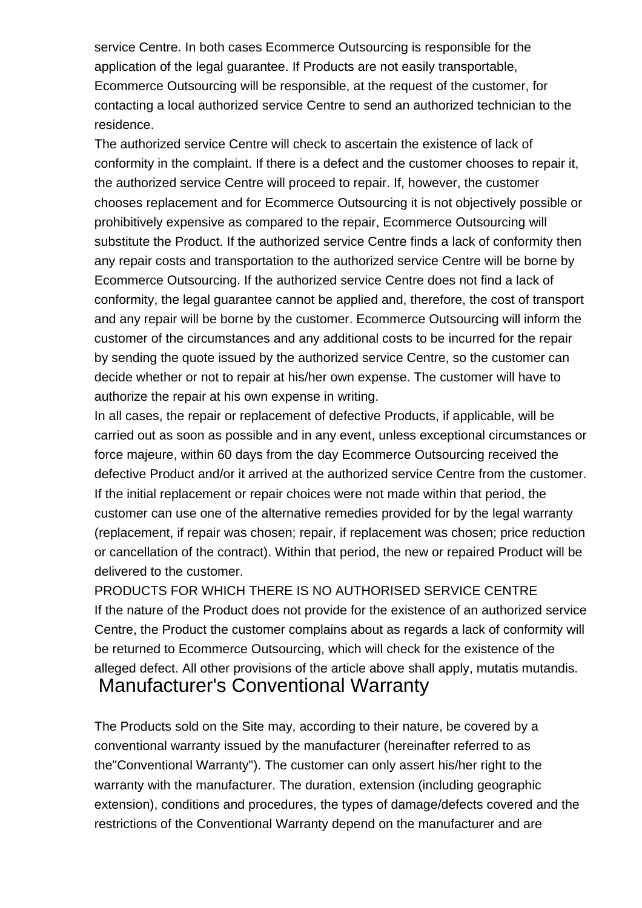service Centre. In both cases Ecommerce Outsourcing is responsible for the application of the legal guarantee. If Products are not easily transportable, Ecommerce Outsourcing will be responsible, at the request of the customer, for contacting a local authorized service Centre to send an authorized technician to the residence.

The authorized service Centre will check to ascertain the existence of lack of conformity in the complaint. If there is a defect and the customer chooses to repair it, the authorized service Centre will proceed to repair. If, however, the customer chooses replacement and for Ecommerce Outsourcing it is not objectively possible or prohibitively expensive as compared to the repair, Ecommerce Outsourcing will substitute the Product. If the authorized service Centre finds a lack of conformity then any repair costs and transportation to the authorized service Centre will be borne by Ecommerce Outsourcing. If the authorized service Centre does not find a lack of conformity, the legal guarantee cannot be applied and, therefore, the cost of transport and any repair will be borne by the customer. Ecommerce Outsourcing will inform the customer of the circumstances and any additional costs to be incurred for the repair by sending the quote issued by the authorized service Centre, so the customer can decide whether or not to repair at his/her own expense. The customer will have to authorize the repair at his own expense in writing.

In all cases, the repair or replacement of defective Products, if applicable, will be carried out as soon as possible and in any event, unless exceptional circumstances or force majeure, within 60 days from the day Ecommerce Outsourcing received the defective Product and/or it arrived at the authorized service Centre from the customer. If the initial replacement or repair choices were not made within that period, the customer can use one of the alternative remedies provided for by the legal warranty (replacement, if repair was chosen; repair, if replacement was chosen; price reduction or cancellation of the contract). Within that period, the new or repaired Product will be delivered to the customer.

PRODUCTS FOR WHICH THERE IS NO AUTHORISED SERVICE CENTRE

If the nature of the Product does not provide for the existence of an authorized service Centre, the Product the customer complains about as regards a lack of conformity will be returned to Ecommerce Outsourcing, which will check for the existence of the alleged defect. All other provisions of the article above shall apply, mutatis mutandis.

## Manufacturer's Conventional Warranty

The Products sold on the Site may, according to their nature, be covered by a conventional warranty issued by the manufacturer (hereinafter referred to as the"Conventional Warranty"). The customer can only assert his/her right to the warranty with the manufacturer. The duration, extension (including geographic extension), conditions and procedures, the types of damage/defects covered and the restrictions of the Conventional Warranty depend on the manufacturer and are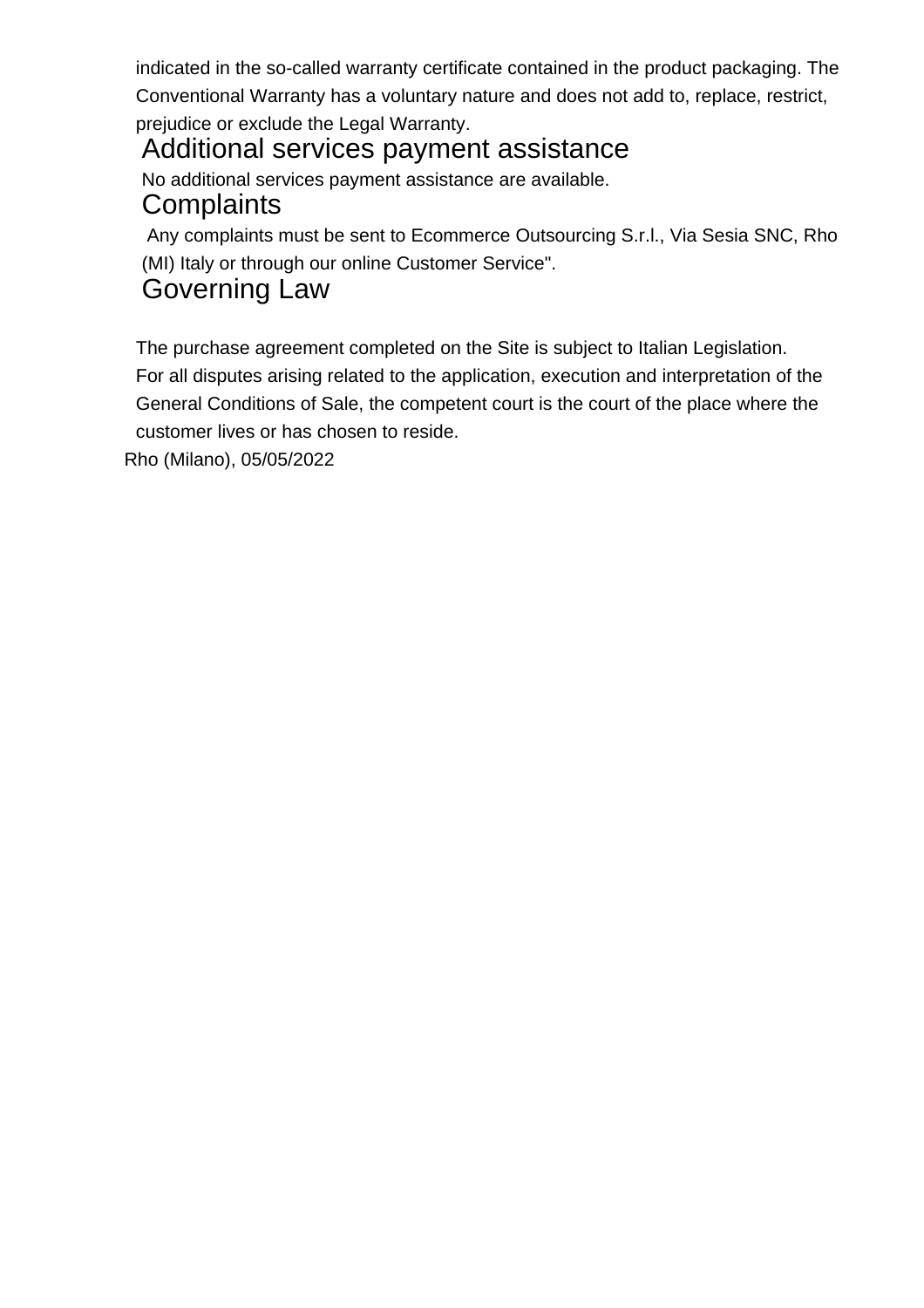indicated in the so-called warranty certificate contained in the product packaging. The Conventional Warranty has a voluntary nature and does not add to, replace, restrict, prejudice or exclude the Legal Warranty.

## Additional services payment assistance

No additional services payment assistance are available.

## Complaints

Any complaints must be sent to Ecommerce Outsourcing S.r.l., Via Sesia SNC, Rho (MI) Italy or through our online Customer Service".

## Governing Law

The purchase agreement completed on the Site is subject to Italian Legislation.
For all disputes arising related to the application, execution and interpretation of the General Conditions of Sale, the competent court is the court of the place where the customer lives or has chosen to reside.

Rho (Milano), 05/05/2022